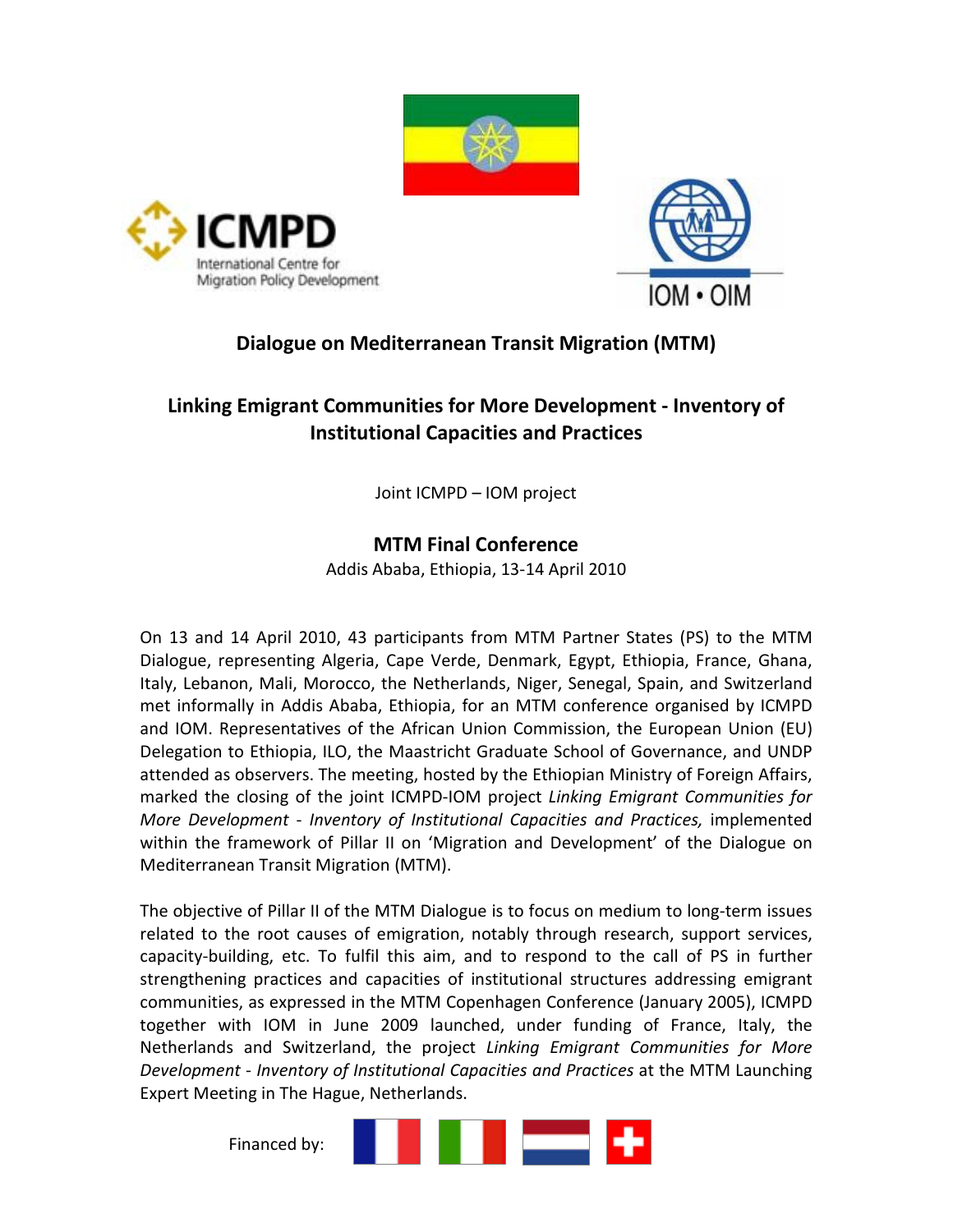ICMPD
International Centre for Migration Policy Development

IOM • OIM

# Dialogue on Mediterranean Transit Migration (MTM)

## Linking Emigrant Communities for More Development - Inventory of Institutional Capacities and Practices

Joint ICMPD – IOM project

## MTM Final Conference

Addis Ababa, Ethiopia, 13-14 April 2010

On 13 and 14 April 2010, 43 participants from MTM Partner States (PS) to the MTM Dialogue, representing Algeria, Cape Verde, Denmark, Egypt, Ethiopia, France, Ghana, Italy, Lebanon, Mali, Morocco, the Netherlands, Niger, Senegal, Spain, and Switzerland met informally in Addis Ababa, Ethiopia, for an MTM conference organised by ICMPD and IOM. Representatives of the African Union Commission, the European Union (EU) Delegation to Ethiopia, ILO, the Maastricht Graduate School of Governance, and UNDP attended as observers. The meeting, hosted by the Ethiopian Ministry of Foreign Affairs, marked the closing of the joint ICMPD-IOM project *Linking Emigrant Communities for More Development - Inventory of Institutional Capacities and Practices,* implemented within the framework of Pillar II on 'Migration and Development' of the Dialogue on Mediterranean Transit Migration (MTM).

The objective of Pillar II of the MTM Dialogue is to focus on medium to long-term issues related to the root causes of emigration, notably through research, support services, capacity-building, etc. To fulfil this aim, and to respond to the call of PS in further strengthening practices and capacities of institutional structures addressing emigrant communities, as expressed in the MTM Copenhagen Conference (January 2005), ICMPD together with IOM in June 2009 launched, under funding of France, Italy, the Netherlands and Switzerland, the project *Linking Emigrant Communities for More Development - Inventory of Institutional Capacities and Practices* at the MTM Launching Expert Meeting in The Hague, Netherlands.

Financed by: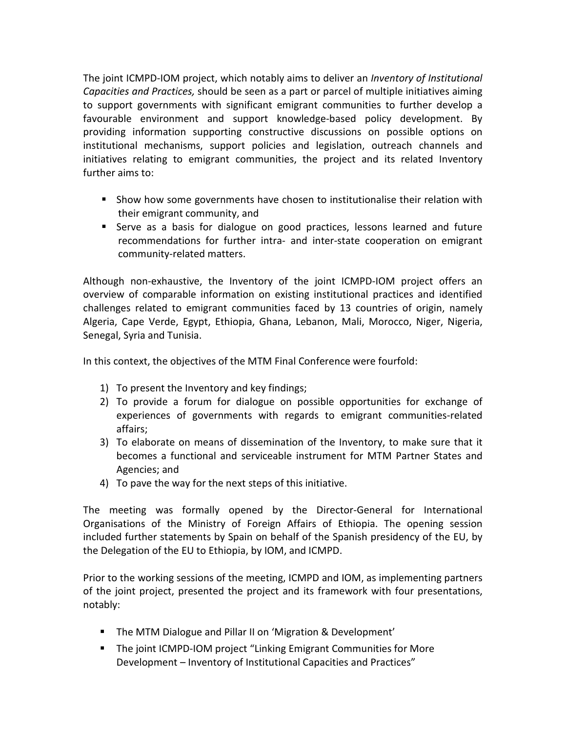The joint ICMPD-IOM project, which notably aims to deliver an *Inventory of Institutional Capacities and Practices,* should be seen as a part or parcel of multiple initiatives aiming to support governments with significant emigrant communities to further develop a favourable environment and support knowledge-based policy development. By providing information supporting constructive discussions on possible options on institutional mechanisms, support policies and legislation, outreach channels and initiatives relating to emigrant communities, the project and its related Inventory further aims to:

- Show how some governments have chosen to institutionalise their relation with their emigrant community, and
- Serve as a basis for dialogue on good practices, lessons learned and future recommendations for further intra- and inter-state cooperation on emigrant community-related matters.

Although non-exhaustive, the Inventory of the joint ICMPD-IOM project offers an overview of comparable information on existing institutional practices and identified challenges related to emigrant communities faced by 13 countries of origin, namely Algeria, Cape Verde, Egypt, Ethiopia, Ghana, Lebanon, Mali, Morocco, Niger, Nigeria, Senegal, Syria and Tunisia.

In this context, the objectives of the MTM Final Conference were fourfold:

1) To present the Inventory and key findings;
2) To provide a forum for dialogue on possible opportunities for exchange of experiences of governments with regards to emigrant communities-related affairs;
3) To elaborate on means of dissemination of the Inventory, to make sure that it becomes a functional and serviceable instrument for MTM Partner States and Agencies; and
4) To pave the way for the next steps of this initiative.

The meeting was formally opened by the Director-General for International Organisations of the Ministry of Foreign Affairs of Ethiopia. The opening session included further statements by Spain on behalf of the Spanish presidency of the EU, by the Delegation of the EU to Ethiopia, by IOM, and ICMPD.

Prior to the working sessions of the meeting, ICMPD and IOM, as implementing partners of the joint project, presented the project and its framework with four presentations, notably:

- The MTM Dialogue and Pillar II on 'Migration & Development'
- The joint ICMPD-IOM project "Linking Emigrant Communities for More Development – Inventory of Institutional Capacities and Practices"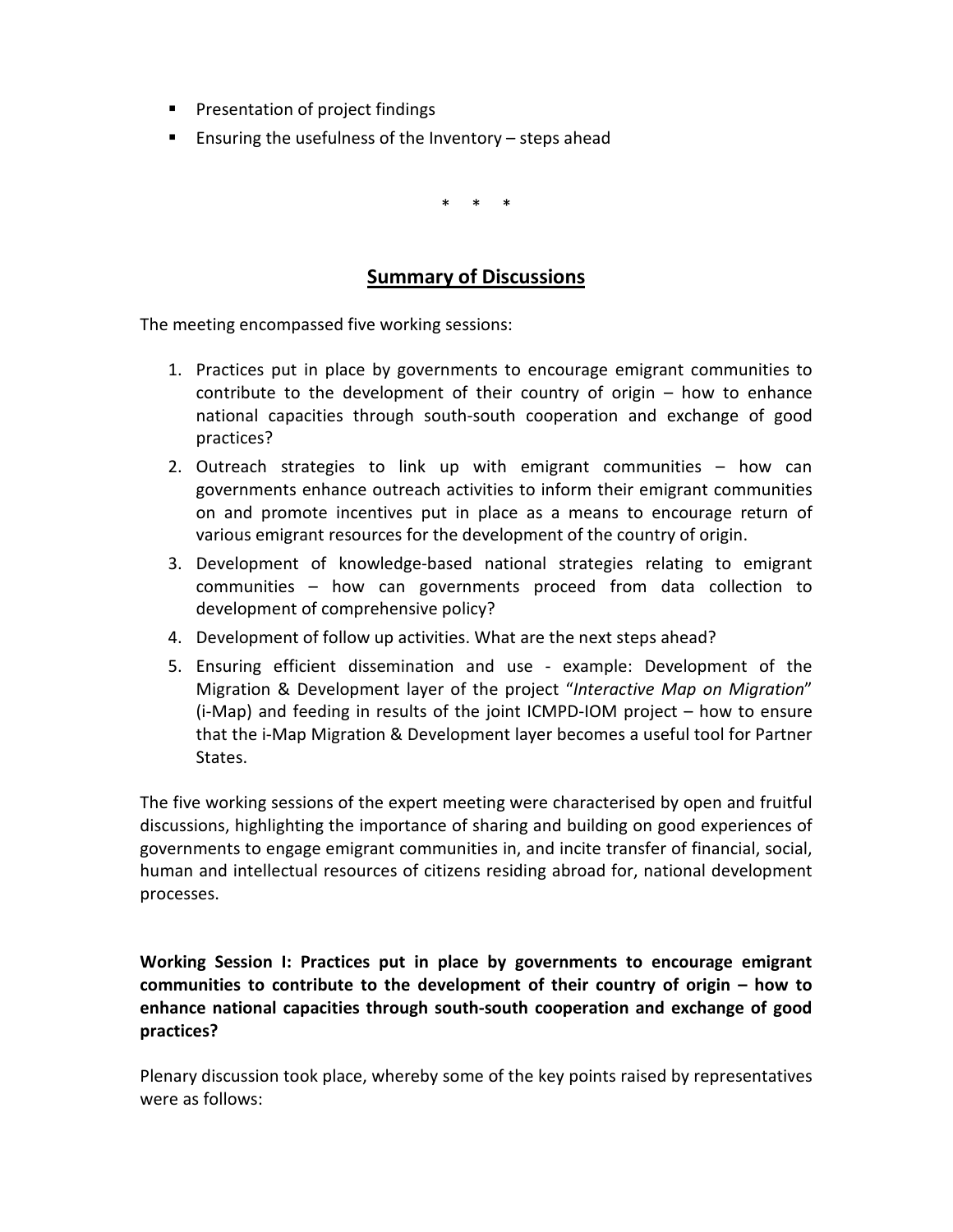- Presentation of project findings
- Ensuring the usefulness of the Inventory – steps ahead

\* \* \*

## Summary of Discussions

The meeting encompassed five working sessions:

1. Practices put in place by governments to encourage emigrant communities to contribute to the development of their country of origin – how to enhance national capacities through south-south cooperation and exchange of good practices?
2. Outreach strategies to link up with emigrant communities – how can governments enhance outreach activities to inform their emigrant communities on and promote incentives put in place as a means to encourage return of various emigrant resources for the development of the country of origin.
3. Development of knowledge-based national strategies relating to emigrant communities – how can governments proceed from data collection to development of comprehensive policy?
4. Development of follow up activities. What are the next steps ahead?
5. Ensuring efficient dissemination and use - example: Development of the Migration & Development layer of the project "*Interactive Map on Migration*" (i-Map) and feeding in results of the joint ICMPD-IOM project – how to ensure that the i-Map Migration & Development layer becomes a useful tool for Partner States.

The five working sessions of the expert meeting were characterised by open and fruitful discussions, highlighting the importance of sharing and building on good experiences of governments to engage emigrant communities in, and incite transfer of financial, social, human and intellectual resources of citizens residing abroad for, national development processes.

**Working Session I: Practices put in place by governments to encourage emigrant communities to contribute to the development of their country of origin – how to enhance national capacities through south-south cooperation and exchange of good practices?**

Plenary discussion took place, whereby some of the key points raised by representatives were as follows: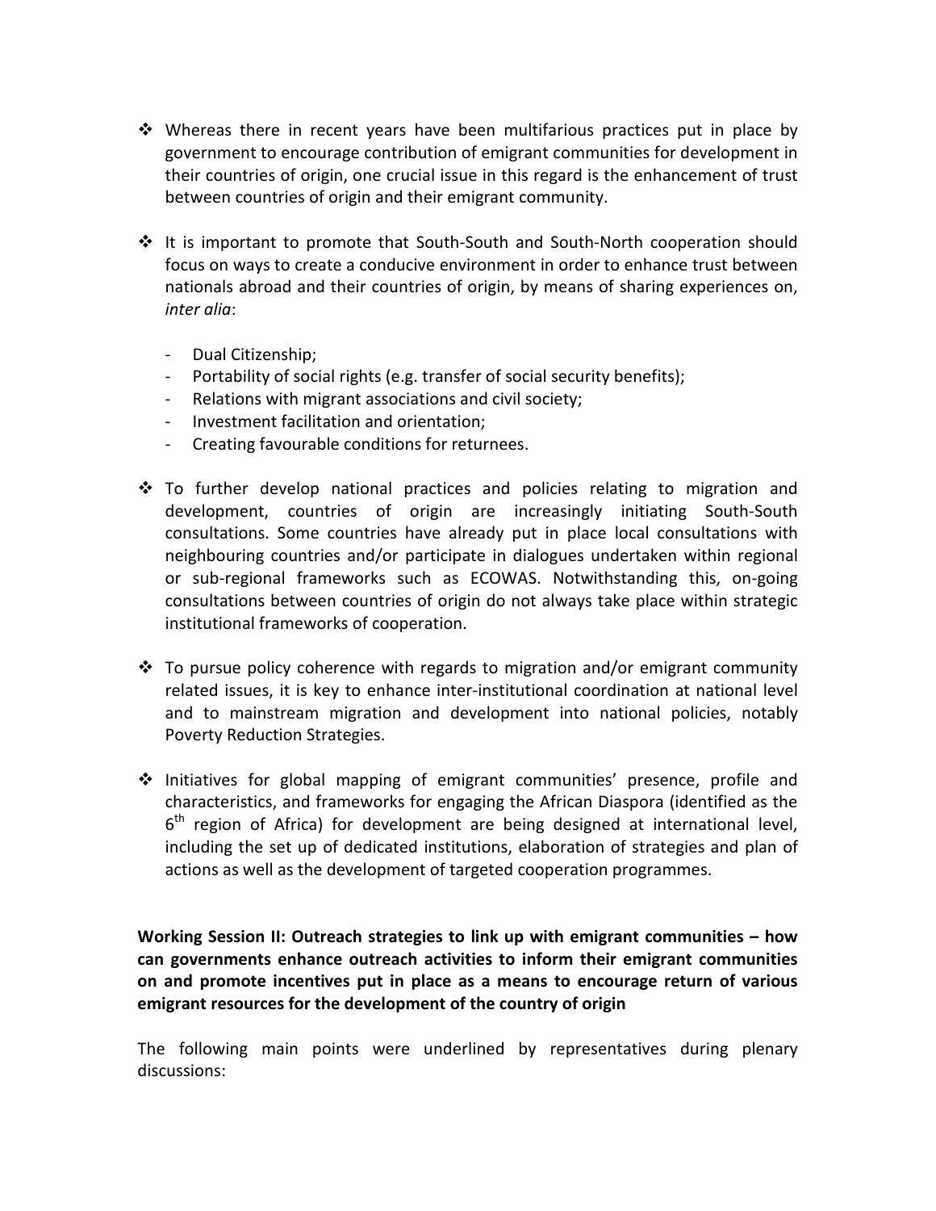- Whereas there in recent years have been multifarious practices put in place by government to encourage contribution of emigrant communities for development in their countries of origin, one crucial issue in this regard is the enhancement of trust between countries of origin and their emigrant community.

- It is important to promote that South-South and South-North cooperation should focus on ways to create a conducive environment in order to enhance trust between nationals abroad and their countries of origin, by means of sharing experiences on, *inter alia*:

  - Dual Citizenship;
  - Portability of social rights (e.g. transfer of social security benefits);
  - Relations with migrant associations and civil society;
  - Investment facilitation and orientation;
  - Creating favourable conditions for returnees.

- To further develop national practices and policies relating to migration and development, countries of origin are increasingly initiating South-South consultations. Some countries have already put in place local consultations with neighbouring countries and/or participate in dialogues undertaken within regional or sub-regional frameworks such as ECOWAS. Notwithstanding this, on-going consultations between countries of origin do not always take place within strategic institutional frameworks of cooperation.

- To pursue policy coherence with regards to migration and/or emigrant community related issues, it is key to enhance inter-institutional coordination at national level and to mainstream migration and development into national policies, notably Poverty Reduction Strategies.

- Initiatives for global mapping of emigrant communities' presence, profile and characteristics, and frameworks for engaging the African Diaspora (identified as the 6th region of Africa) for development are being designed at international level, including the set up of dedicated institutions, elaboration of strategies and plan of actions as well as the development of targeted cooperation programmes.

**Working Session II: Outreach strategies to link up with emigrant communities – how can governments enhance outreach activities to inform their emigrant communities on and promote incentives put in place as a means to encourage return of various emigrant resources for the development of the country of origin**

The following main points were underlined by representatives during plenary discussions: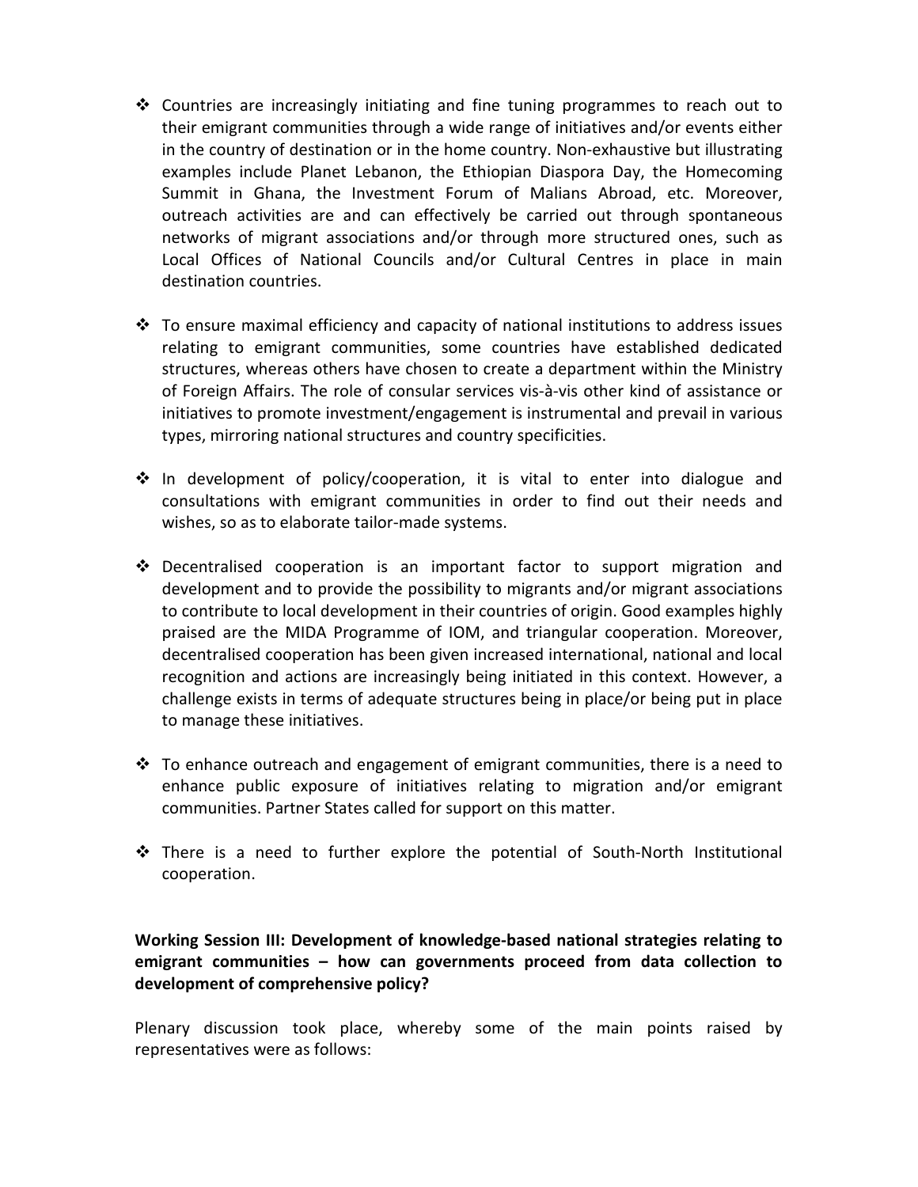- Countries are increasingly initiating and fine tuning programmes to reach out to their emigrant communities through a wide range of initiatives and/or events either in the country of destination or in the home country. Non-exhaustive but illustrating examples include Planet Lebanon, the Ethiopian Diaspora Day, the Homecoming Summit in Ghana, the Investment Forum of Malians Abroad, etc. Moreover, outreach activities are and can effectively be carried out through spontaneous networks of migrant associations and/or through more structured ones, such as Local Offices of National Councils and/or Cultural Centres in place in main destination countries.

- To ensure maximal efficiency and capacity of national institutions to address issues relating to emigrant communities, some countries have established dedicated structures, whereas others have chosen to create a department within the Ministry of Foreign Affairs. The role of consular services vis-à-vis other kind of assistance or initiatives to promote investment/engagement is instrumental and prevail in various types, mirroring national structures and country specificities.

- In development of policy/cooperation, it is vital to enter into dialogue and consultations with emigrant communities in order to find out their needs and wishes, so as to elaborate tailor-made systems.

- Decentralised cooperation is an important factor to support migration and development and to provide the possibility to migrants and/or migrant associations to contribute to local development in their countries of origin. Good examples highly praised are the MIDA Programme of IOM, and triangular cooperation. Moreover, decentralised cooperation has been given increased international, national and local recognition and actions are increasingly being initiated in this context. However, a challenge exists in terms of adequate structures being in place/or being put in place to manage these initiatives.

- To enhance outreach and engagement of emigrant communities, there is a need to enhance public exposure of initiatives relating to migration and/or emigrant communities. Partner States called for support on this matter.

- There is a need to further explore the potential of South-North Institutional cooperation.

**Working Session III: Development of knowledge-based national strategies relating to emigrant communities – how can governments proceed from data collection to development of comprehensive policy?**

Plenary discussion took place, whereby some of the main points raised by representatives were as follows: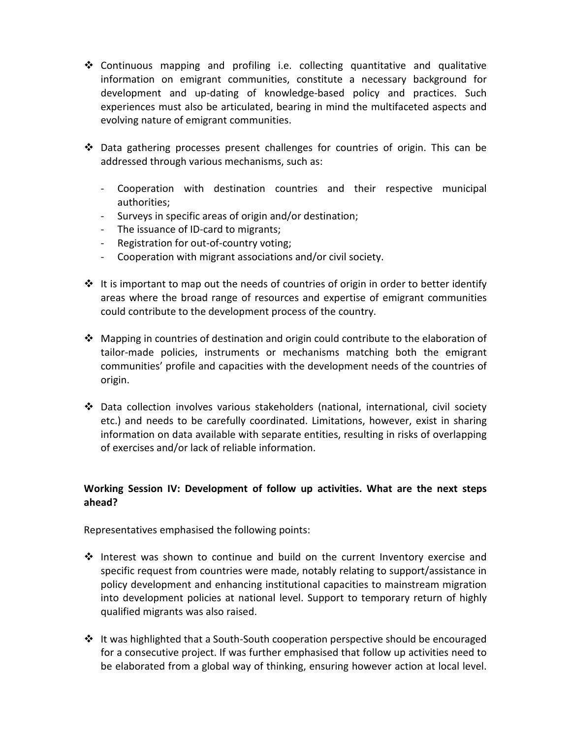- Continuous mapping and profiling i.e. collecting quantitative and qualitative information on emigrant communities, constitute a necessary background for development and up-dating of knowledge-based policy and practices. Such experiences must also be articulated, bearing in mind the multifaceted aspects and evolving nature of emigrant communities.

- Data gathering processes present challenges for countries of origin. This can be addressed through various mechanisms, such as:

  - Cooperation with destination countries and their respective municipal authorities;
  - Surveys in specific areas of origin and/or destination;
  - The issuance of ID-card to migrants;
  - Registration for out-of-country voting;
  - Cooperation with migrant associations and/or civil society.

- It is important to map out the needs of countries of origin in order to better identify areas where the broad range of resources and expertise of emigrant communities could contribute to the development process of the country.

- Mapping in countries of destination and origin could contribute to the elaboration of tailor-made policies, instruments or mechanisms matching both the emigrant communities' profile and capacities with the development needs of the countries of origin.

- Data collection involves various stakeholders (national, international, civil society etc.) and needs to be carefully coordinated. Limitations, however, exist in sharing information on data available with separate entities, resulting in risks of overlapping of exercises and/or lack of reliable information.

**Working Session IV: Development of follow up activities. What are the next steps ahead?**

Representatives emphasised the following points:

- Interest was shown to continue and build on the current Inventory exercise and specific request from countries were made, notably relating to support/assistance in policy development and enhancing institutional capacities to mainstream migration into development policies at national level. Support to temporary return of highly qualified migrants was also raised.

- It was highlighted that a South-South cooperation perspective should be encouraged for a consecutive project. If was further emphasised that follow up activities need to be elaborated from a global way of thinking, ensuring however action at local level.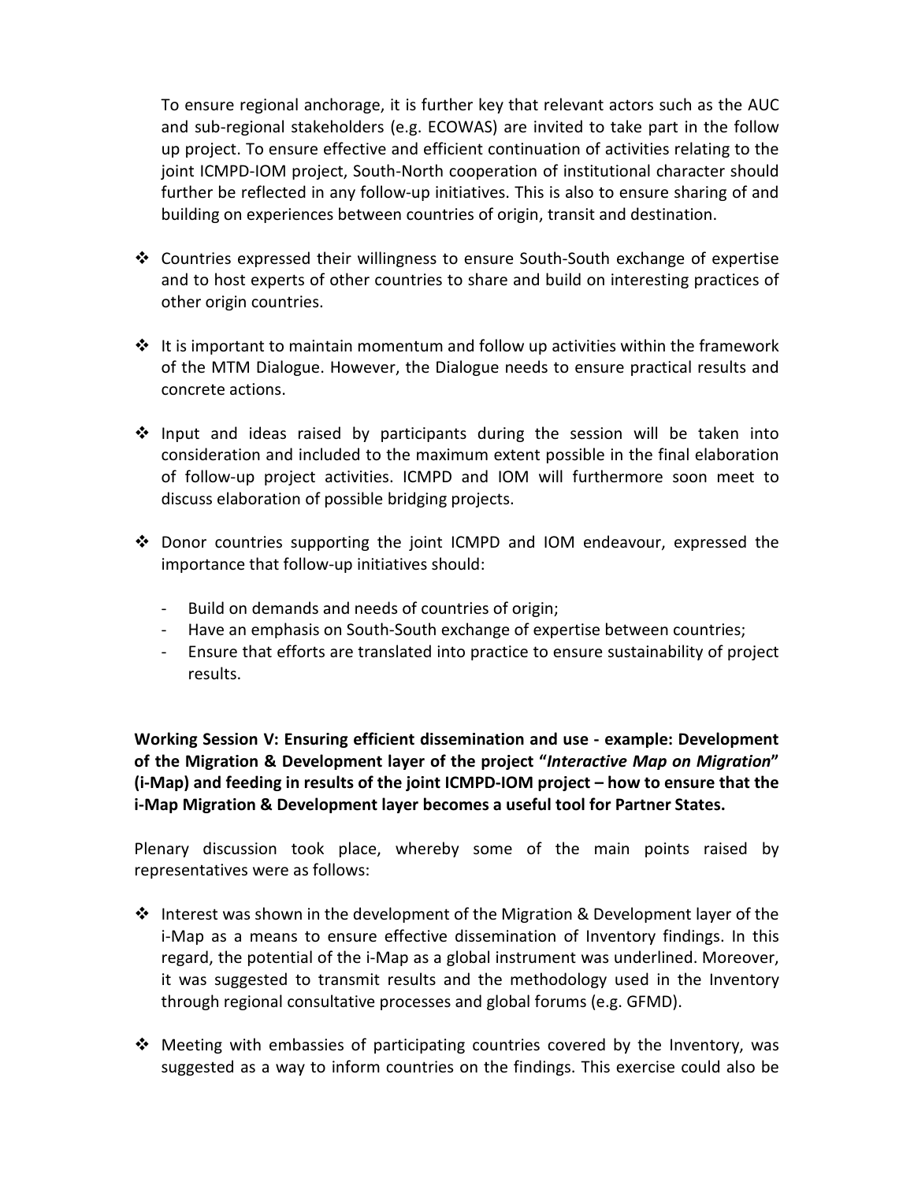To ensure regional anchorage, it is further key that relevant actors such as the AUC and sub-regional stakeholders (e.g. ECOWAS) are invited to take part in the follow up project. To ensure effective and efficient continuation of activities relating to the joint ICMPD-IOM project, South-North cooperation of institutional character should further be reflected in any follow-up initiatives. This is also to ensure sharing of and building on experiences between countries of origin, transit and destination.

- Countries expressed their willingness to ensure South-South exchange of expertise and to host experts of other countries to share and build on interesting practices of other origin countries.

- It is important to maintain momentum and follow up activities within the framework of the MTM Dialogue. However, the Dialogue needs to ensure practical results and concrete actions.

- Input and ideas raised by participants during the session will be taken into consideration and included to the maximum extent possible in the final elaboration of follow-up project activities. ICMPD and IOM will furthermore soon meet to discuss elaboration of possible bridging projects.

- Donor countries supporting the joint ICMPD and IOM endeavour, expressed the importance that follow-up initiatives should:
  - Build on demands and needs of countries of origin;
  - Have an emphasis on South-South exchange of expertise between countries;
  - Ensure that efforts are translated into practice to ensure sustainability of project results.

**Working Session V: Ensuring efficient dissemination and use - example: Development of the Migration & Development layer of the project "*Interactive Map on Migration*" (i-Map) and feeding in results of the joint ICMPD-IOM project – how to ensure that the i-Map Migration & Development layer becomes a useful tool for Partner States.**

Plenary discussion took place, whereby some of the main points raised by representatives were as follows:

- Interest was shown in the development of the Migration & Development layer of the i-Map as a means to ensure effective dissemination of Inventory findings. In this regard, the potential of the i-Map as a global instrument was underlined. Moreover, it was suggested to transmit results and the methodology used in the Inventory through regional consultative processes and global forums (e.g. GFMD).

- Meeting with embassies of participating countries covered by the Inventory, was suggested as a way to inform countries on the findings. This exercise could also be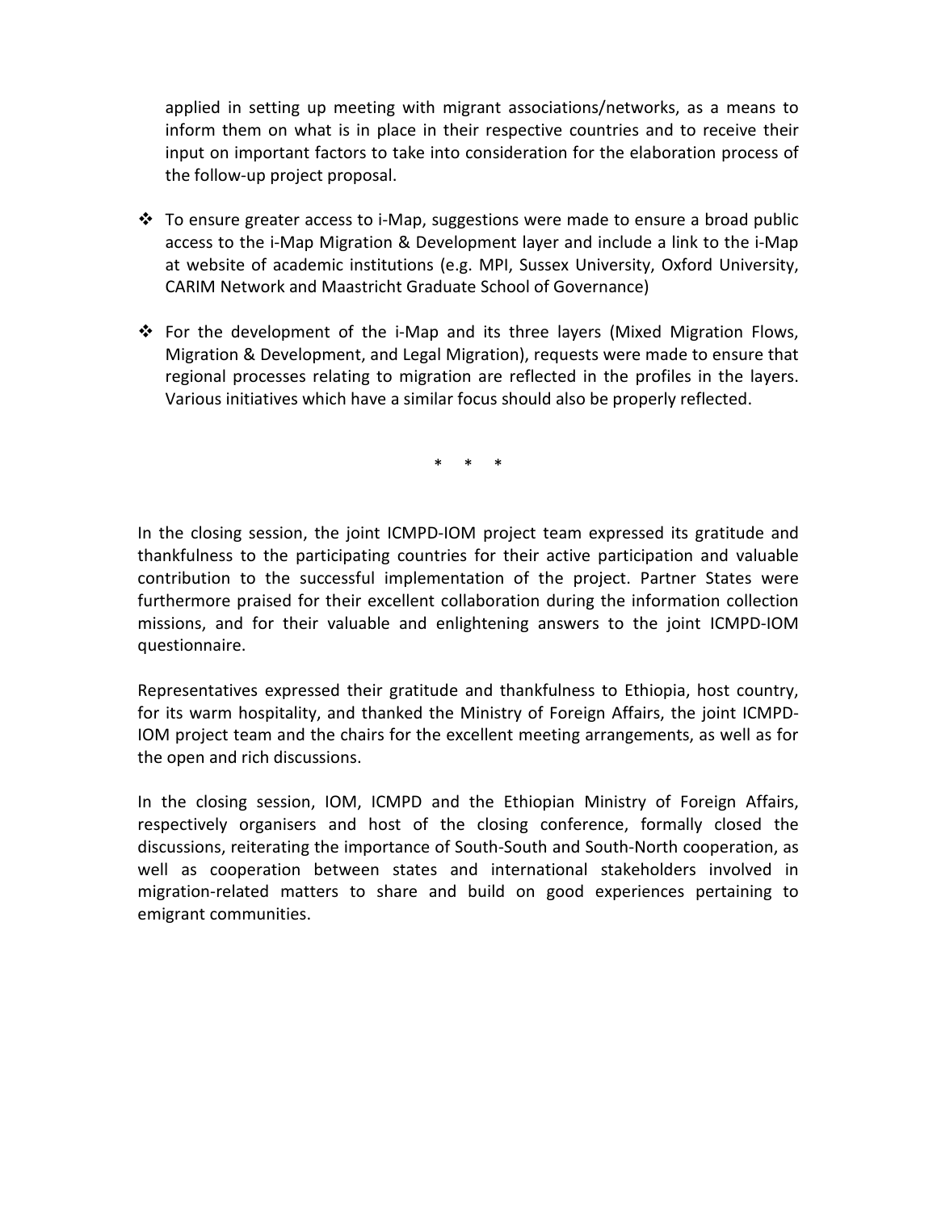applied in setting up meeting with migrant associations/networks, as a means to inform them on what is in place in their respective countries and to receive their input on important factors to take into consideration for the elaboration process of the follow-up project proposal.

- To ensure greater access to i-Map, suggestions were made to ensure a broad public access to the i-Map Migration & Development layer and include a link to the i-Map at website of academic institutions (e.g. MPI, Sussex University, Oxford University, CARIM Network and Maastricht Graduate School of Governance)

- For the development of the i-Map and its three layers (Mixed Migration Flows, Migration & Development, and Legal Migration), requests were made to ensure that regional processes relating to migration are reflected in the profiles in the layers. Various initiatives which have a similar focus should also be properly reflected.

\* \* \*

In the closing session, the joint ICMPD-IOM project team expressed its gratitude and thankfulness to the participating countries for their active participation and valuable contribution to the successful implementation of the project. Partner States were furthermore praised for their excellent collaboration during the information collection missions, and for their valuable and enlightening answers to the joint ICMPD-IOM questionnaire.

Representatives expressed their gratitude and thankfulness to Ethiopia, host country, for its warm hospitality, and thanked the Ministry of Foreign Affairs, the joint ICMPD-IOM project team and the chairs for the excellent meeting arrangements, as well as for the open and rich discussions.

In the closing session, IOM, ICMPD and the Ethiopian Ministry of Foreign Affairs, respectively organisers and host of the closing conference, formally closed the discussions, reiterating the importance of South-South and South-North cooperation, as well as cooperation between states and international stakeholders involved in migration-related matters to share and build on good experiences pertaining to emigrant communities.